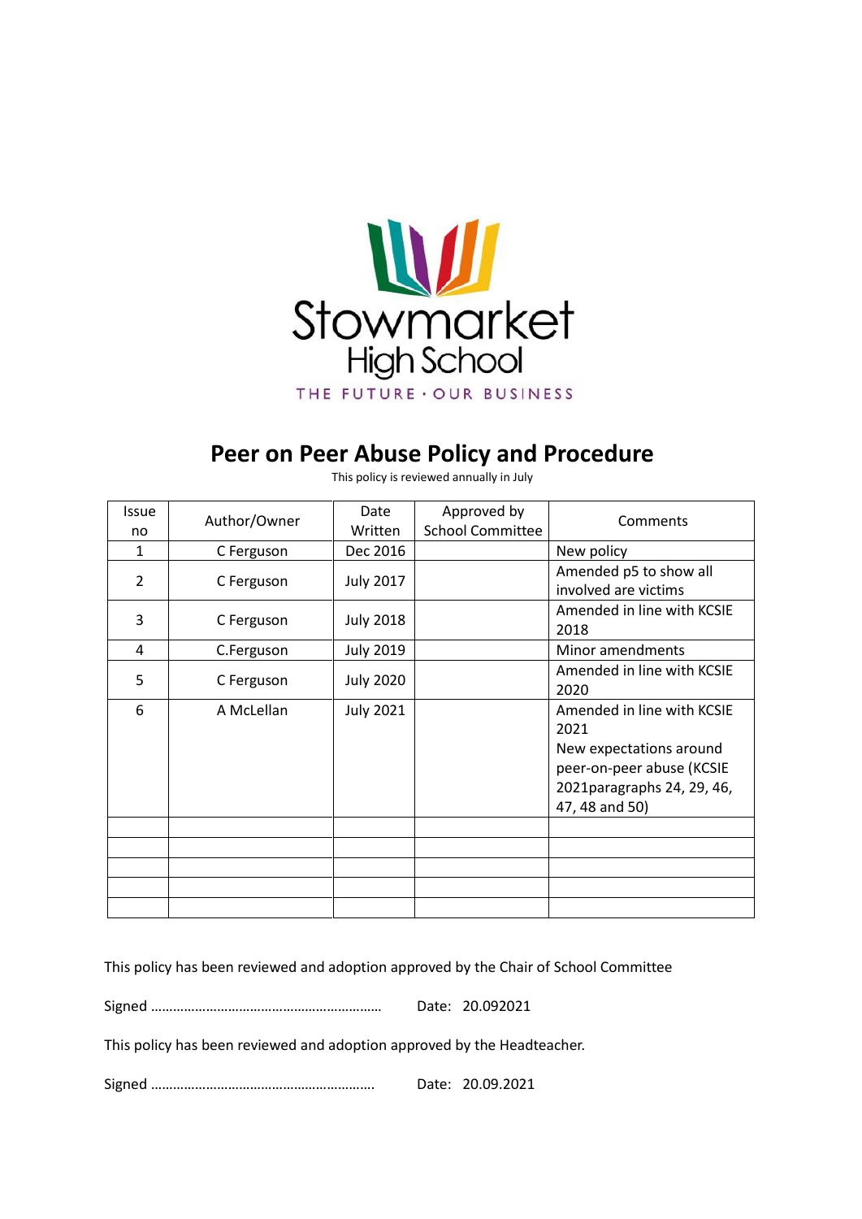Stowmarket High School

THE FUTURE · OUR BUSINESS

# Peer on Peer Abuse Policy and Procedure

This policy is reviewed annually in July

| Issue no | Author/Owner | Date Written | Approved by School Committee | Comments |
|---|---|---|---|---|
| 1 | C Ferguson | Dec 2016 | | New policy |
| 2 | C Ferguson | July 2017 | | Amended p5 to show all involved are victims |
| 3 | C Ferguson | July 2018 | | Amended in line with KCSIE 2018 |
| 4 | C.Ferguson | July 2019 | | Minor amendments |
| 5 | C Ferguson | July 2020 | | Amended in line with KCSIE 2020 |
| 6 | A McLellan | July 2021 | | Amended in line with KCSIE 2021<br>New expectations around peer-on-peer abuse (KCSIE 2021paragraphs 24, 29, 46, 47, 48 and 50) |
| | | | | |
| | | | | |
| | | | | |
| | | | | |
| | | | | |

This policy has been reviewed and adoption approved by the Chair of School Committee

Signed ……………………………………………………… Date: 20.092021

This policy has been reviewed and adoption approved by the Headteacher.

Signed ……………………………………………………. Date: 20.09.2021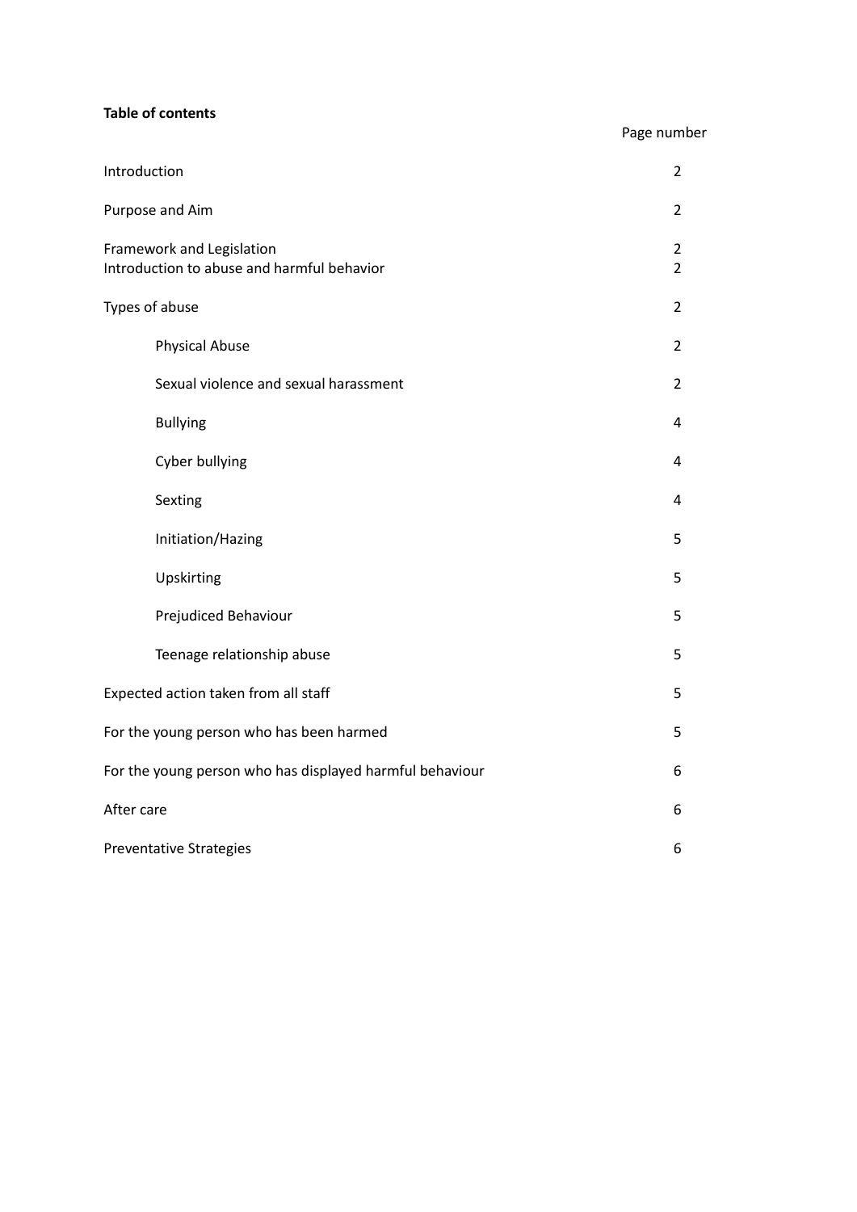**Table of contents**

| | Page number |
|---|---|
| Introduction | 2 |
| Purpose and Aim | 2 |
| Framework and Legislation | 2 |
| Introduction to abuse and harmful behavior | 2 |
| Types of abuse | 2 |
| Physical Abuse | 2 |
| Sexual violence and sexual harassment | 2 |
| Bullying | 4 |
| Cyber bullying | 4 |
| Sexting | 4 |
| Initiation/Hazing | 5 |
| Upskirting | 5 |
| Prejudiced Behaviour | 5 |
| Teenage relationship abuse | 5 |
| Expected action taken from all staff | 5 |
| For the young person who has been harmed | 5 |
| For the young person who has displayed harmful behaviour | 6 |
| After care | 6 |
| Preventative Strategies | 6 |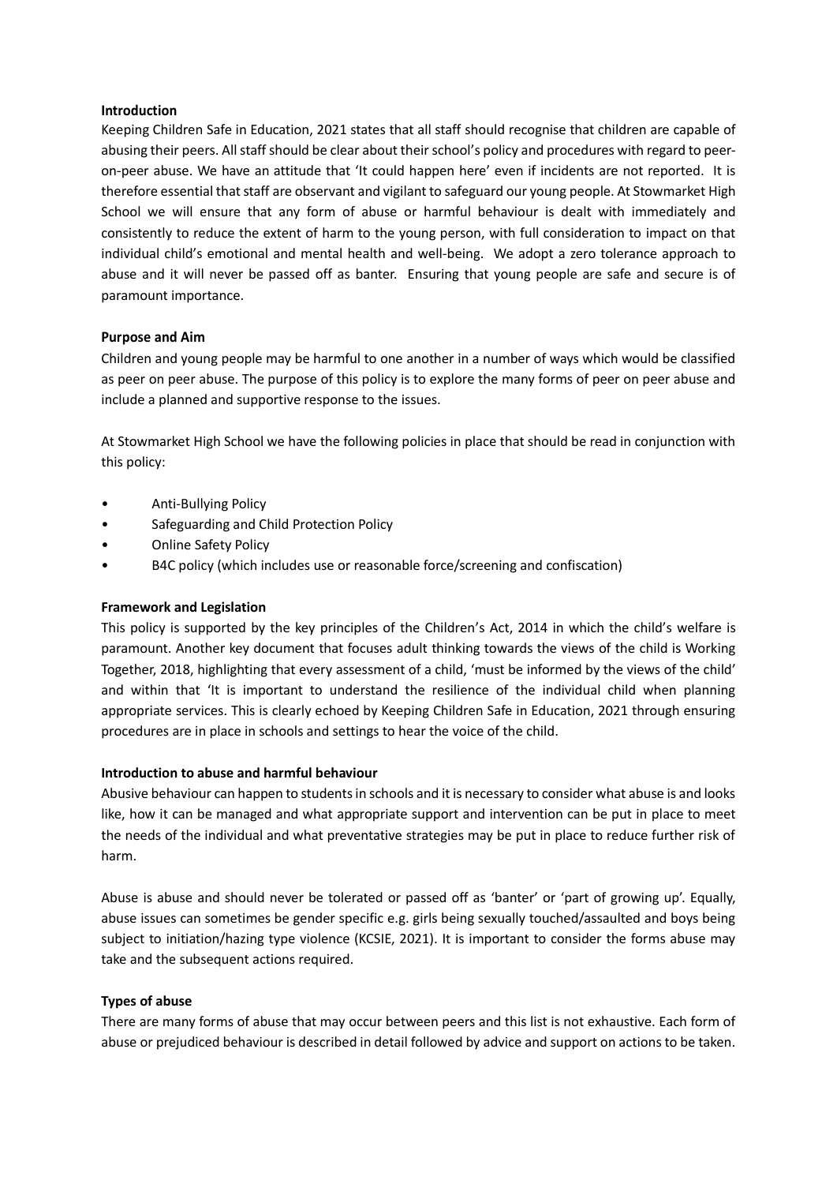**Introduction**

Keeping Children Safe in Education, 2021 states that all staff should recognise that children are capable of abusing their peers. All staff should be clear about their school's policy and procedures with regard to peer-on-peer abuse. We have an attitude that 'It could happen here' even if incidents are not reported. It is therefore essential that staff are observant and vigilant to safeguard our young people. At Stowmarket High School we will ensure that any form of abuse or harmful behaviour is dealt with immediately and consistently to reduce the extent of harm to the young person, with full consideration to impact on that individual child's emotional and mental health and well-being. We adopt a zero tolerance approach to abuse and it will never be passed off as banter. Ensuring that young people are safe and secure is of paramount importance.

**Purpose and Aim**

Children and young people may be harmful to one another in a number of ways which would be classified as peer on peer abuse. The purpose of this policy is to explore the many forms of peer on peer abuse and include a planned and supportive response to the issues.

At Stowmarket High School we have the following policies in place that should be read in conjunction with this policy:

- Anti-Bullying Policy
- Safeguarding and Child Protection Policy
- Online Safety Policy
- B4C policy (which includes use or reasonable force/screening and confiscation)

**Framework and Legislation**

This policy is supported by the key principles of the Children's Act, 2014 in which the child's welfare is paramount. Another key document that focuses adult thinking towards the views of the child is Working Together, 2018, highlighting that every assessment of a child, 'must be informed by the views of the child' and within that 'It is important to understand the resilience of the individual child when planning appropriate services. This is clearly echoed by Keeping Children Safe in Education, 2021 through ensuring procedures are in place in schools and settings to hear the voice of the child.

**Introduction to abuse and harmful behaviour**

Abusive behaviour can happen to students in schools and it is necessary to consider what abuse is and looks like, how it can be managed and what appropriate support and intervention can be put in place to meet the needs of the individual and what preventative strategies may be put in place to reduce further risk of harm.

Abuse is abuse and should never be tolerated or passed off as 'banter' or 'part of growing up'. Equally, abuse issues can sometimes be gender specific e.g. girls being sexually touched/assaulted and boys being subject to initiation/hazing type violence (KCSIE, 2021). It is important to consider the forms abuse may take and the subsequent actions required.

**Types of abuse**

There are many forms of abuse that may occur between peers and this list is not exhaustive. Each form of abuse or prejudiced behaviour is described in detail followed by advice and support on actions to be taken.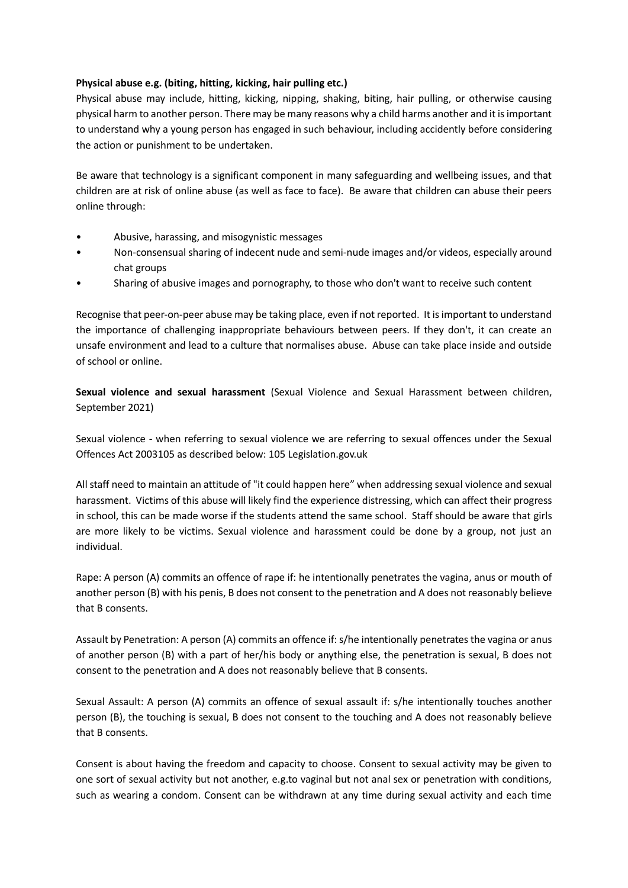**Physical abuse e.g. (biting, hitting, kicking, hair pulling etc.)**

Physical abuse may include, hitting, kicking, nipping, shaking, biting, hair pulling, or otherwise causing physical harm to another person. There may be many reasons why a child harms another and it is important to understand why a young person has engaged in such behaviour, including accidently before considering the action or punishment to be undertaken.

Be aware that technology is a significant component in many safeguarding and wellbeing issues, and that children are at risk of online abuse (as well as face to face). Be aware that children can abuse their peers online through:

- Abusive, harassing, and misogynistic messages
- Non-consensual sharing of indecent nude and semi-nude images and/or videos, especially around chat groups
- Sharing of abusive images and pornography, to those who don't want to receive such content

Recognise that peer-on-peer abuse may be taking place, even if not reported. It is important to understand the importance of challenging inappropriate behaviours between peers. If they don't, it can create an unsafe environment and lead to a culture that normalises abuse. Abuse can take place inside and outside of school or online.

**Sexual violence and sexual harassment** (Sexual Violence and Sexual Harassment between children, September 2021)

Sexual violence - when referring to sexual violence we are referring to sexual offences under the Sexual Offences Act 2003105 as described below: 105 Legislation.gov.uk

All staff need to maintain an attitude of "it could happen here" when addressing sexual violence and sexual harassment. Victims of this abuse will likely find the experience distressing, which can affect their progress in school, this can be made worse if the students attend the same school. Staff should be aware that girls are more likely to be victims. Sexual violence and harassment could be done by a group, not just an individual.

Rape: A person (A) commits an offence of rape if: he intentionally penetrates the vagina, anus or mouth of another person (B) with his penis, B does not consent to the penetration and A does not reasonably believe that B consents.

Assault by Penetration: A person (A) commits an offence if: s/he intentionally penetrates the vagina or anus of another person (B) with a part of her/his body or anything else, the penetration is sexual, B does not consent to the penetration and A does not reasonably believe that B consents.

Sexual Assault: A person (A) commits an offence of sexual assault if: s/he intentionally touches another person (B), the touching is sexual, B does not consent to the touching and A does not reasonably believe that B consents.

Consent is about having the freedom and capacity to choose. Consent to sexual activity may be given to one sort of sexual activity but not another, e.g.to vaginal but not anal sex or penetration with conditions, such as wearing a condom. Consent can be withdrawn at any time during sexual activity and each time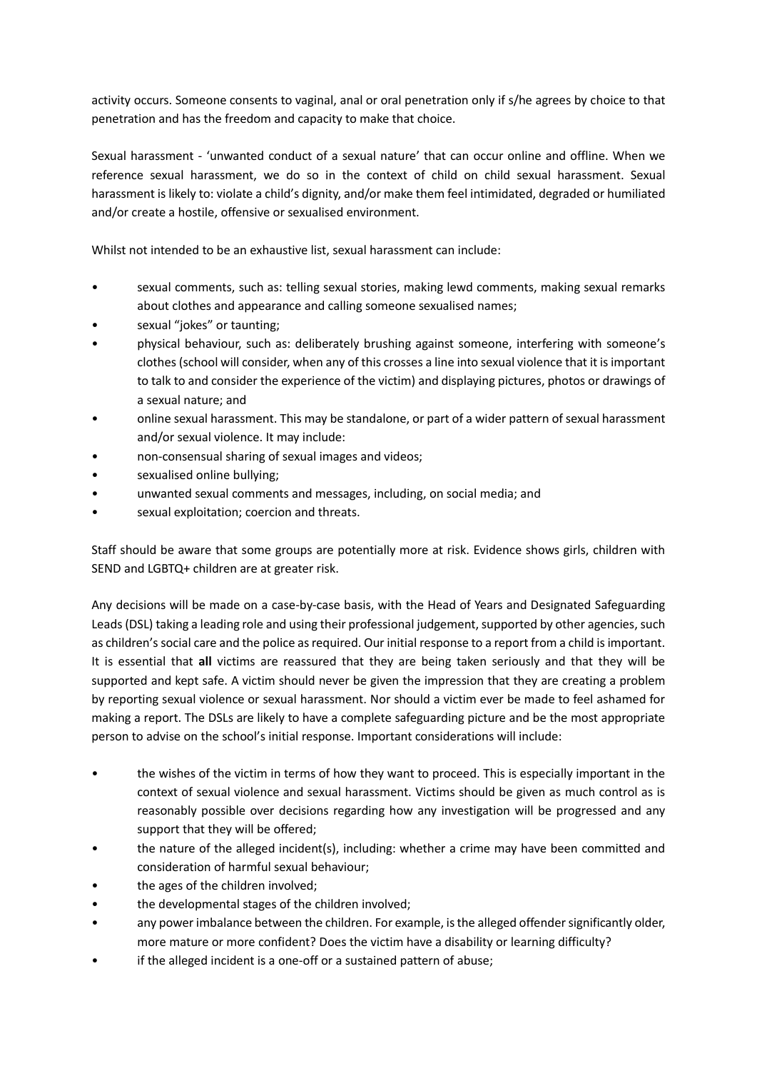activity occurs. Someone consents to vaginal, anal or oral penetration only if s/he agrees by choice to that penetration and has the freedom and capacity to make that choice.

Sexual harassment - 'unwanted conduct of a sexual nature' that can occur online and offline. When we reference sexual harassment, we do so in the context of child on child sexual harassment. Sexual harassment is likely to: violate a child's dignity, and/or make them feel intimidated, degraded or humiliated and/or create a hostile, offensive or sexualised environment.

Whilst not intended to be an exhaustive list, sexual harassment can include:

- sexual comments, such as: telling sexual stories, making lewd comments, making sexual remarks about clothes and appearance and calling someone sexualised names;
- sexual "jokes" or taunting;
- physical behaviour, such as: deliberately brushing against someone, interfering with someone's clothes (school will consider, when any of this crosses a line into sexual violence that it is important to talk to and consider the experience of the victim) and displaying pictures, photos or drawings of a sexual nature; and
- online sexual harassment. This may be standalone, or part of a wider pattern of sexual harassment and/or sexual violence. It may include:
- non-consensual sharing of sexual images and videos;
- sexualised online bullying;
- unwanted sexual comments and messages, including, on social media; and
- sexual exploitation; coercion and threats.

Staff should be aware that some groups are potentially more at risk. Evidence shows girls, children with SEND and LGBTQ+ children are at greater risk.

Any decisions will be made on a case-by-case basis, with the Head of Years and Designated Safeguarding Leads (DSL) taking a leading role and using their professional judgement, supported by other agencies, such as children's social care and the police as required. Our initial response to a report from a child is important. It is essential that **all** victims are reassured that they are being taken seriously and that they will be supported and kept safe. A victim should never be given the impression that they are creating a problem by reporting sexual violence or sexual harassment. Nor should a victim ever be made to feel ashamed for making a report. The DSLs are likely to have a complete safeguarding picture and be the most appropriate person to advise on the school's initial response. Important considerations will include:

- the wishes of the victim in terms of how they want to proceed. This is especially important in the context of sexual violence and sexual harassment. Victims should be given as much control as is reasonably possible over decisions regarding how any investigation will be progressed and any support that they will be offered;
- the nature of the alleged incident(s), including: whether a crime may have been committed and consideration of harmful sexual behaviour;
- the ages of the children involved;
- the developmental stages of the children involved;
- any power imbalance between the children. For example, is the alleged offender significantly older, more mature or more confident? Does the victim have a disability or learning difficulty?
- if the alleged incident is a one-off or a sustained pattern of abuse;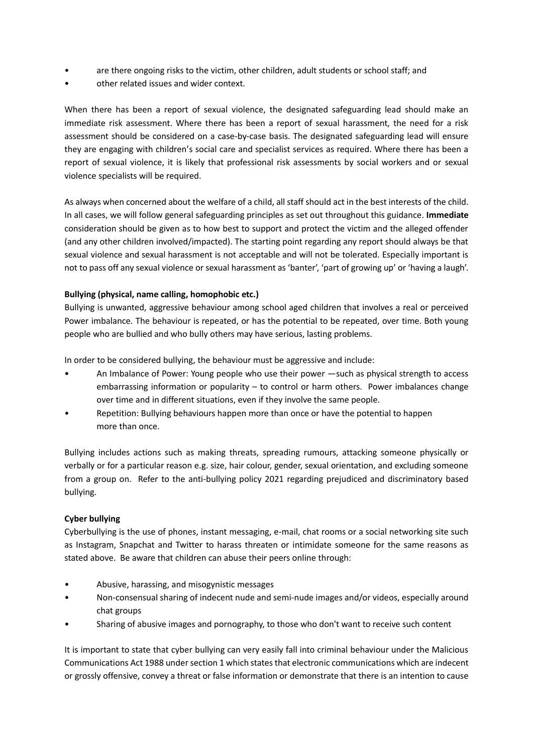- are there ongoing risks to the victim, other children, adult students or school staff; and
- other related issues and wider context.

When there has been a report of sexual violence, the designated safeguarding lead should make an immediate risk assessment. Where there has been a report of sexual harassment, the need for a risk assessment should be considered on a case-by-case basis. The designated safeguarding lead will ensure they are engaging with children's social care and specialist services as required. Where there has been a report of sexual violence, it is likely that professional risk assessments by social workers and or sexual violence specialists will be required.

As always when concerned about the welfare of a child, all staff should act in the best interests of the child. In all cases, we will follow general safeguarding principles as set out throughout this guidance. **Immediate** consideration should be given as to how best to support and protect the victim and the alleged offender (and any other children involved/impacted). The starting point regarding any report should always be that sexual violence and sexual harassment is not acceptable and will not be tolerated. Especially important is not to pass off any sexual violence or sexual harassment as 'banter', 'part of growing up' or 'having a laugh'.

**Bullying (physical, name calling, homophobic etc.)**

Bullying is unwanted, aggressive behaviour among school aged children that involves a real or perceived Power imbalance. The behaviour is repeated, or has the potential to be repeated, over time. Both young people who are bullied and who bully others may have serious, lasting problems.

In order to be considered bullying, the behaviour must be aggressive and include:

- An Imbalance of Power: Young people who use their power —such as physical strength to access embarrassing information or popularity – to control or harm others. Power imbalances change over time and in different situations, even if they involve the same people.
- Repetition: Bullying behaviours happen more than once or have the potential to happen more than once.

Bullying includes actions such as making threats, spreading rumours, attacking someone physically or verbally or for a particular reason e.g. size, hair colour, gender, sexual orientation, and excluding someone from a group on. Refer to the anti-bullying policy 2021 regarding prejudiced and discriminatory based bullying.

**Cyber bullying**

Cyberbullying is the use of phones, instant messaging, e-mail, chat rooms or a social networking site such as Instagram, Snapchat and Twitter to harass threaten or intimidate someone for the same reasons as stated above. Be aware that children can abuse their peers online through:

- Abusive, harassing, and misogynistic messages
- Non-consensual sharing of indecent nude and semi-nude images and/or videos, especially around chat groups
- Sharing of abusive images and pornography, to those who don't want to receive such content

It is important to state that cyber bullying can very easily fall into criminal behaviour under the Malicious Communications Act 1988 under section 1 which states that electronic communications which are indecent or grossly offensive, convey a threat or false information or demonstrate that there is an intention to cause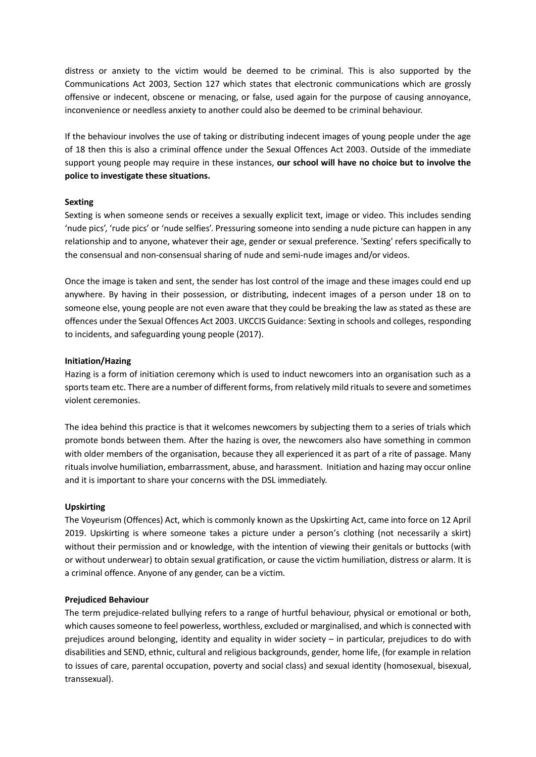distress or anxiety to the victim would be deemed to be criminal. This is also supported by the Communications Act 2003, Section 127 which states that electronic communications which are grossly offensive or indecent, obscene or menacing, or false, used again for the purpose of causing annoyance, inconvenience or needless anxiety to another could also be deemed to be criminal behaviour.

If the behaviour involves the use of taking or distributing indecent images of young people under the age of 18 then this is also a criminal offence under the Sexual Offences Act 2003. Outside of the immediate support young people may require in these instances, **our school will have no choice but to involve the police to investigate these situations.**

**Sexting**

Sexting is when someone sends or receives a sexually explicit text, image or video. This includes sending 'nude pics', 'rude pics' or 'nude selfies'. Pressuring someone into sending a nude picture can happen in any relationship and to anyone, whatever their age, gender or sexual preference. 'Sexting' refers specifically to the consensual and non-consensual sharing of nude and semi-nude images and/or videos.

Once the image is taken and sent, the sender has lost control of the image and these images could end up anywhere. By having in their possession, or distributing, indecent images of a person under 18 on to someone else, young people are not even aware that they could be breaking the law as stated as these are offences under the Sexual Offences Act 2003. UKCCIS Guidance: Sexting in schools and colleges, responding to incidents, and safeguarding young people (2017).

**Initiation/Hazing**

Hazing is a form of initiation ceremony which is used to induct newcomers into an organisation such as a sports team etc. There are a number of different forms, from relatively mild rituals to severe and sometimes violent ceremonies.

The idea behind this practice is that it welcomes newcomers by subjecting them to a series of trials which promote bonds between them. After the hazing is over, the newcomers also have something in common with older members of the organisation, because they all experienced it as part of a rite of passage. Many rituals involve humiliation, embarrassment, abuse, and harassment. Initiation and hazing may occur online and it is important to share your concerns with the DSL immediately.

**Upskirting**

The Voyeurism (Offences) Act, which is commonly known as the Upskirting Act, came into force on 12 April 2019. Upskirting is where someone takes a picture under a person's clothing (not necessarily a skirt) without their permission and or knowledge, with the intention of viewing their genitals or buttocks (with or without underwear) to obtain sexual gratification, or cause the victim humiliation, distress or alarm. It is a criminal offence. Anyone of any gender, can be a victim.

**Prejudiced Behaviour**

The term prejudice-related bullying refers to a range of hurtful behaviour, physical or emotional or both, which causes someone to feel powerless, worthless, excluded or marginalised, and which is connected with prejudices around belonging, identity and equality in wider society – in particular, prejudices to do with disabilities and SEND, ethnic, cultural and religious backgrounds, gender, home life, (for example in relation to issues of care, parental occupation, poverty and social class) and sexual identity (homosexual, bisexual, transsexual).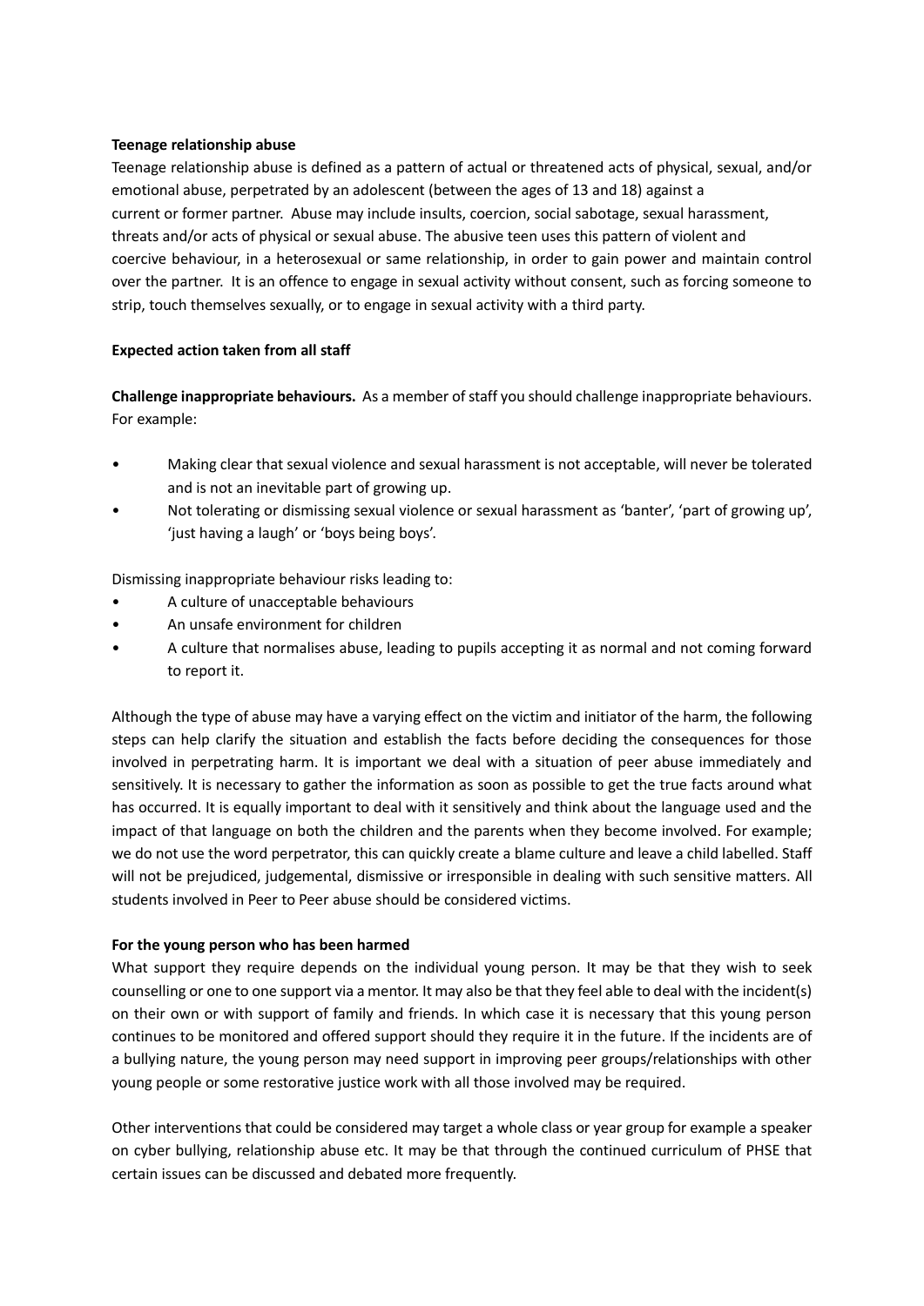**Teenage relationship abuse**

Teenage relationship abuse is defined as a pattern of actual or threatened acts of physical, sexual, and/or emotional abuse, perpetrated by an adolescent (between the ages of 13 and 18) against a current or former partner. Abuse may include insults, coercion, social sabotage, sexual harassment, threats and/or acts of physical or sexual abuse. The abusive teen uses this pattern of violent and coercive behaviour, in a heterosexual or same relationship, in order to gain power and maintain control over the partner. It is an offence to engage in sexual activity without consent, such as forcing someone to strip, touch themselves sexually, or to engage in sexual activity with a third party.

**Expected action taken from all staff**

**Challenge inappropriate behaviours.** As a member of staff you should challenge inappropriate behaviours. For example:

- Making clear that sexual violence and sexual harassment is not acceptable, will never be tolerated and is not an inevitable part of growing up.
- Not tolerating or dismissing sexual violence or sexual harassment as 'banter', 'part of growing up', 'just having a laugh' or 'boys being boys'.

Dismissing inappropriate behaviour risks leading to:

- A culture of unacceptable behaviours
- An unsafe environment for children
- A culture that normalises abuse, leading to pupils accepting it as normal and not coming forward to report it.

Although the type of abuse may have a varying effect on the victim and initiator of the harm, the following steps can help clarify the situation and establish the facts before deciding the consequences for those involved in perpetrating harm. It is important we deal with a situation of peer abuse immediately and sensitively. It is necessary to gather the information as soon as possible to get the true facts around what has occurred. It is equally important to deal with it sensitively and think about the language used and the impact of that language on both the children and the parents when they become involved. For example; we do not use the word perpetrator, this can quickly create a blame culture and leave a child labelled. Staff will not be prejudiced, judgemental, dismissive or irresponsible in dealing with such sensitive matters. All students involved in Peer to Peer abuse should be considered victims.

**For the young person who has been harmed**

What support they require depends on the individual young person. It may be that they wish to seek counselling or one to one support via a mentor. It may also be that they feel able to deal with the incident(s) on their own or with support of family and friends. In which case it is necessary that this young person continues to be monitored and offered support should they require it in the future. If the incidents are of a bullying nature, the young person may need support in improving peer groups/relationships with other young people or some restorative justice work with all those involved may be required.

Other interventions that could be considered may target a whole class or year group for example a speaker on cyber bullying, relationship abuse etc. It may be that through the continued curriculum of PHSE that certain issues can be discussed and debated more frequently.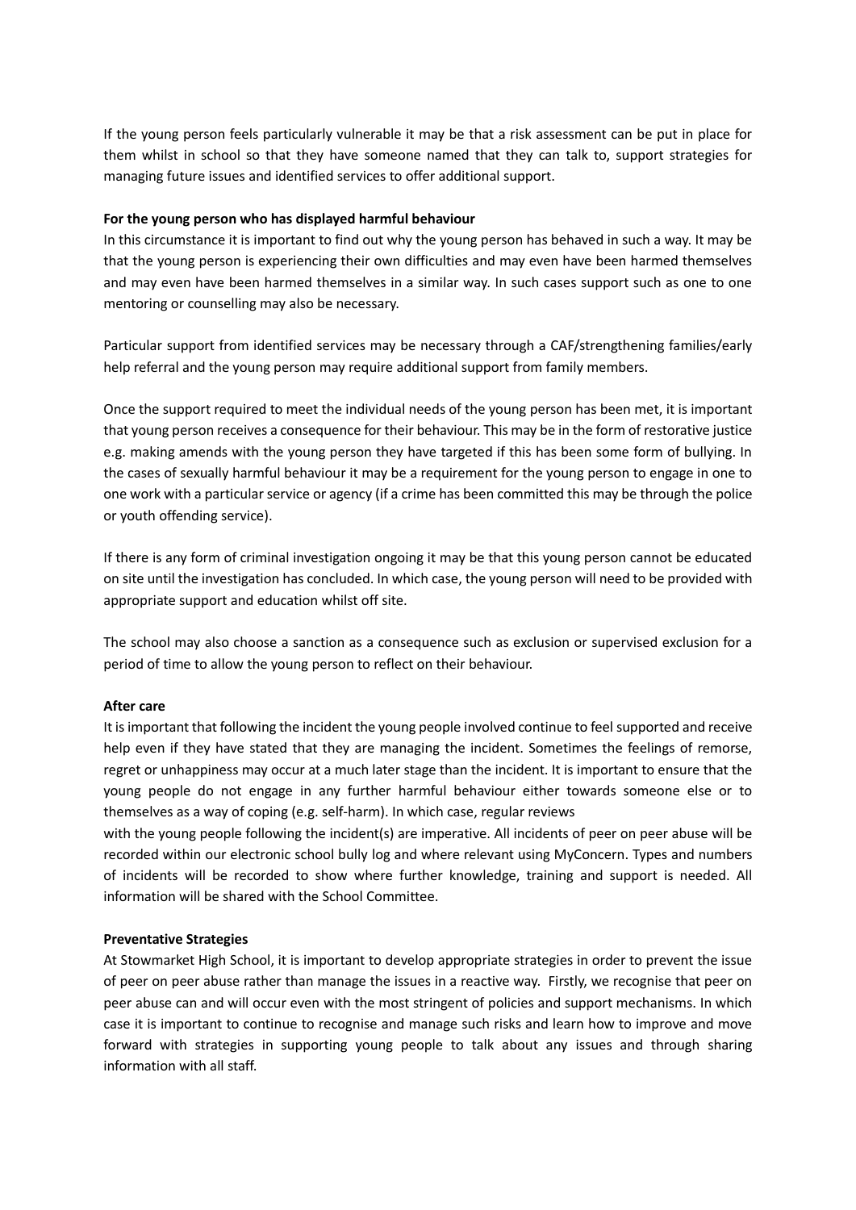If the young person feels particularly vulnerable it may be that a risk assessment can be put in place for them whilst in school so that they have someone named that they can talk to, support strategies for managing future issues and identified services to offer additional support.

**For the young person who has displayed harmful behaviour**

In this circumstance it is important to find out why the young person has behaved in such a way. It may be that the young person is experiencing their own difficulties and may even have been harmed themselves and may even have been harmed themselves in a similar way. In such cases support such as one to one mentoring or counselling may also be necessary.

Particular support from identified services may be necessary through a CAF/strengthening families/early help referral and the young person may require additional support from family members.

Once the support required to meet the individual needs of the young person has been met, it is important that young person receives a consequence for their behaviour. This may be in the form of restorative justice e.g. making amends with the young person they have targeted if this has been some form of bullying. In the cases of sexually harmful behaviour it may be a requirement for the young person to engage in one to one work with a particular service or agency (if a crime has been committed this may be through the police or youth offending service).

If there is any form of criminal investigation ongoing it may be that this young person cannot be educated on site until the investigation has concluded. In which case, the young person will need to be provided with appropriate support and education whilst off site.

The school may also choose a sanction as a consequence such as exclusion or supervised exclusion for a period of time to allow the young person to reflect on their behaviour.

**After care**

It is important that following the incident the young people involved continue to feel supported and receive help even if they have stated that they are managing the incident. Sometimes the feelings of remorse, regret or unhappiness may occur at a much later stage than the incident. It is important to ensure that the young people do not engage in any further harmful behaviour either towards someone else or to themselves as a way of coping (e.g. self-harm). In which case, regular reviews with the young people following the incident(s) are imperative. All incidents of peer on peer abuse will be recorded within our electronic school bully log and where relevant using MyConcern. Types and numbers of incidents will be recorded to show where further knowledge, training and support is needed. All information will be shared with the School Committee.

**Preventative Strategies**

At Stowmarket High School, it is important to develop appropriate strategies in order to prevent the issue of peer on peer abuse rather than manage the issues in a reactive way. Firstly, we recognise that peer on peer abuse can and will occur even with the most stringent of policies and support mechanisms. In which case it is important to continue to recognise and manage such risks and learn how to improve and move forward with strategies in supporting young people to talk about any issues and through sharing information with all staff.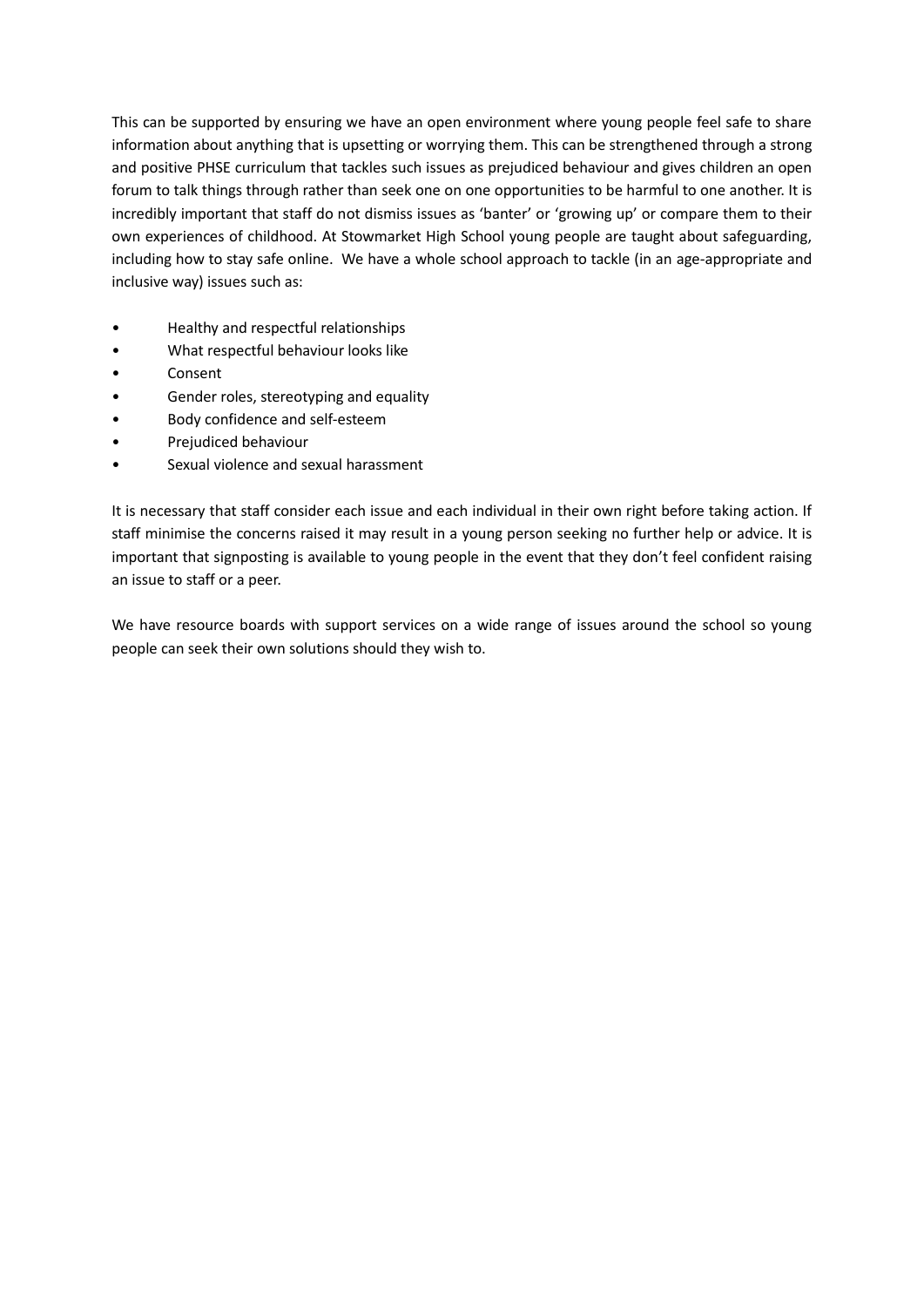This can be supported by ensuring we have an open environment where young people feel safe to share information about anything that is upsetting or worrying them. This can be strengthened through a strong and positive PHSE curriculum that tackles such issues as prejudiced behaviour and gives children an open forum to talk things through rather than seek one on one opportunities to be harmful to one another. It is incredibly important that staff do not dismiss issues as 'banter' or 'growing up' or compare them to their own experiences of childhood. At Stowmarket High School young people are taught about safeguarding, including how to stay safe online. We have a whole school approach to tackle (in an age-appropriate and inclusive way) issues such as:

- Healthy and respectful relationships
- What respectful behaviour looks like
- Consent
- Gender roles, stereotyping and equality
- Body confidence and self-esteem
- Prejudiced behaviour
- Sexual violence and sexual harassment

It is necessary that staff consider each issue and each individual in their own right before taking action. If staff minimise the concerns raised it may result in a young person seeking no further help or advice. It is important that signposting is available to young people in the event that they don't feel confident raising an issue to staff or a peer.

We have resource boards with support services on a wide range of issues around the school so young people can seek their own solutions should they wish to.